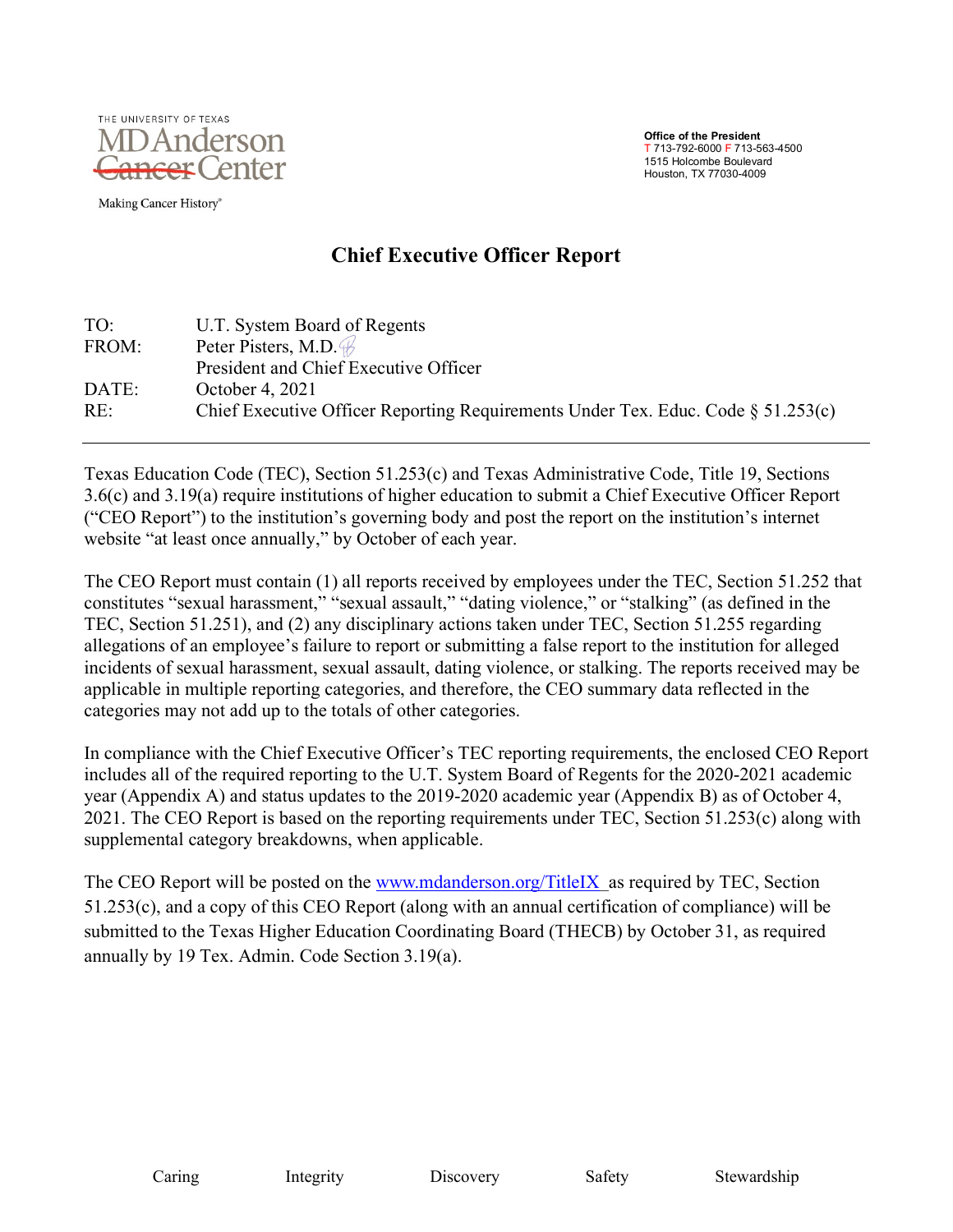THE UNIVERSITY OF TEXAS
MD Anderson ~~Cancer~~ Center

Making Cancer History®

**Office of the President**
T 713-792-6000 F 713-563-4500
1515 Holcombe Boulevard
Houston, TX 77030-4009

# Chief Executive Officer Report

| | |
|---|---|
| TO: | U.T. System Board of Regents |
| FROM: | Peter Pisters, M.D. |
| | President and Chief Executive Officer |
| DATE: | October 4, 2021 |
| RE: | Chief Executive Officer Reporting Requirements Under Tex. Educ. Code § 51.253(c) |

---

Texas Education Code (TEC), Section 51.253(c) and Texas Administrative Code, Title 19, Sections 3.6(c) and 3.19(a) require institutions of higher education to submit a Chief Executive Officer Report ("CEO Report") to the institution's governing body and post the report on the institution's internet website "at least once annually," by October of each year.

The CEO Report must contain (1) all reports received by employees under the TEC, Section 51.252 that constitutes "sexual harassment," "sexual assault," "dating violence," or "stalking" (as defined in the TEC, Section 51.251), and (2) any disciplinary actions taken under TEC, Section 51.255 regarding allegations of an employee's failure to report or submitting a false report to the institution for alleged incidents of sexual harassment, sexual assault, dating violence, or stalking. The reports received may be applicable in multiple reporting categories, and therefore, the CEO summary data reflected in the categories may not add up to the totals of other categories.

In compliance with the Chief Executive Officer's TEC reporting requirements, the enclosed CEO Report includes all of the required reporting to the U.T. System Board of Regents for the 2020-2021 academic year (Appendix A) and status updates to the 2019-2020 academic year (Appendix B) as of October 4, 2021. The CEO Report is based on the reporting requirements under TEC, Section 51.253(c) along with supplemental category breakdowns, when applicable.

The CEO Report will be posted on the [www.mdanderson.org/TitleIX](www.mdanderson.org/TitleIX) as required by TEC, Section 51.253(c), and a copy of this CEO Report (along with an annual certification of compliance) will be submitted to the Texas Higher Education Coordinating Board (THECB) by October 31, as required annually by 19 Tex. Admin. Code Section 3.19(a).

Caring Integrity Discovery Safety Stewardship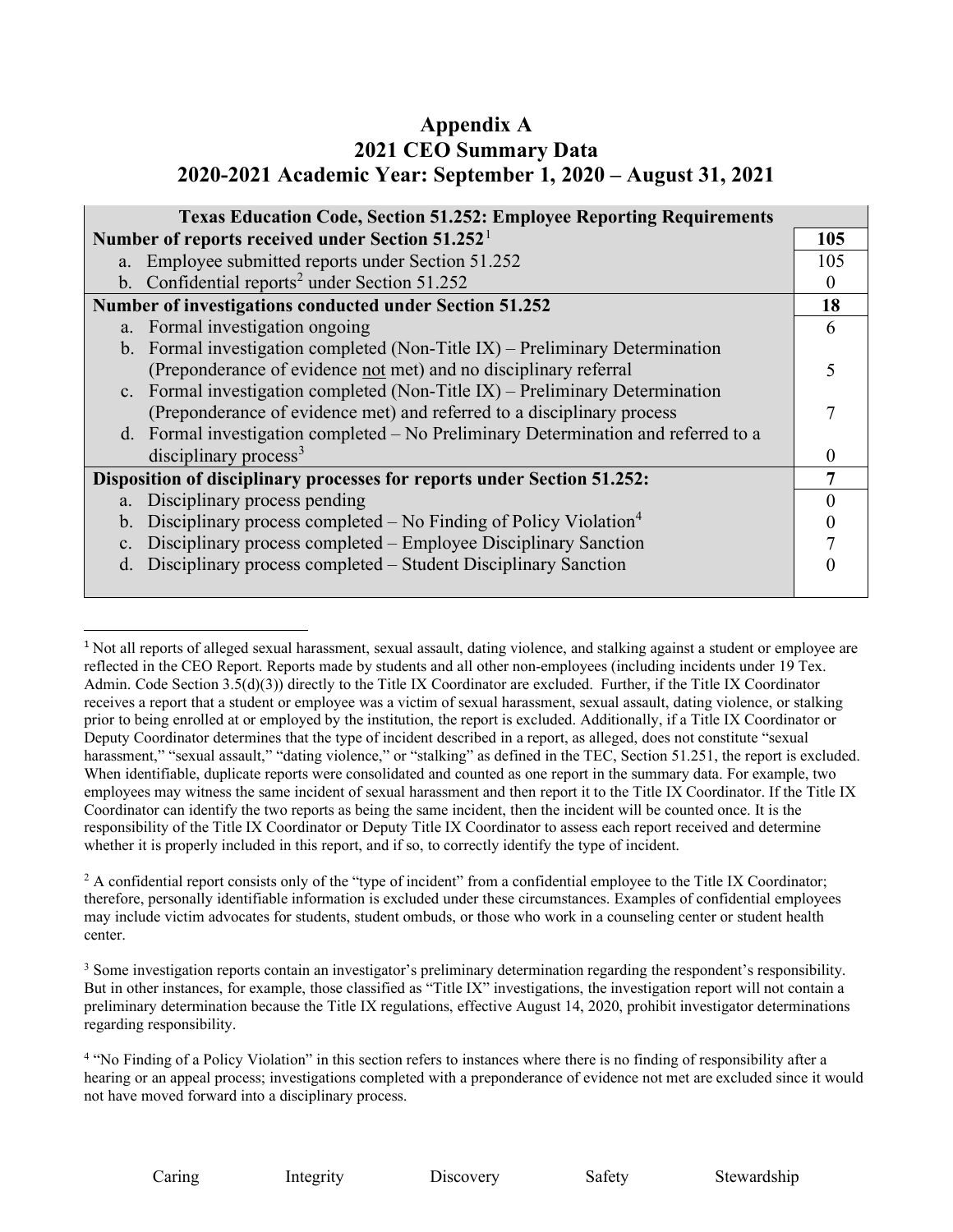# Appendix A
## 2021 CEO Summary Data
## 2020-2021 Academic Year: September 1, 2020 – August 31, 2021

| Texas Education Code, Section 51.252: Employee Reporting Requirements | |
|---|---|
| **Number of reports received under Section 51.252**[1] | **105** |
| a. Employee submitted reports under Section 51.252 | 105 |
| b. Confidential reports[2] under Section 51.252 | 0 |
| **Number of investigations conducted under Section 51.252** | **18** |
| a. Formal investigation ongoing | 6 |
| b. Formal investigation completed (Non-Title IX) – Preliminary Determination (Preponderance of evidence not met) and no disciplinary referral | 5 |
| c. Formal investigation completed (Non-Title IX) – Preliminary Determination (Preponderance of evidence met) and referred to a disciplinary process | 7 |
| d. Formal investigation completed – No Preliminary Determination and referred to a disciplinary process[3] | 0 |
| **Disposition of disciplinary processes for reports under Section 51.252:** | **7** |
| a. Disciplinary process pending | 0 |
| b. Disciplinary process completed – No Finding of Policy Violation[4] | 0 |
| c. Disciplinary process completed – Employee Disciplinary Sanction | 7 |
| d. Disciplinary process completed – Student Disciplinary Sanction | 0 |

[1] Not all reports of alleged sexual harassment, sexual assault, dating violence, and stalking against a student or employee are reflected in the CEO Report. Reports made by students and all other non-employees (including incidents under 19 Tex. Admin. Code Section 3.5(d)(3)) directly to the Title IX Coordinator are excluded. Further, if the Title IX Coordinator receives a report that a student or employee was a victim of sexual harassment, sexual assault, dating violence, or stalking prior to being enrolled at or employed by the institution, the report is excluded. Additionally, if a Title IX Coordinator or Deputy Coordinator determines that the type of incident described in a report, as alleged, does not constitute "sexual harassment," "sexual assault," "dating violence," or "stalking" as defined in the TEC, Section 51.251, the report is excluded. When identifiable, duplicate reports were consolidated and counted as one report in the summary data. For example, two employees may witness the same incident of sexual harassment and then report it to the Title IX Coordinator. If the Title IX Coordinator can identify the two reports as being the same incident, then the incident will be counted once. It is the responsibility of the Title IX Coordinator or Deputy Title IX Coordinator to assess each report received and determine whether it is properly included in this report, and if so, to correctly identify the type of incident.

[2] A confidential report consists only of the "type of incident" from a confidential employee to the Title IX Coordinator; therefore, personally identifiable information is excluded under these circumstances. Examples of confidential employees may include victim advocates for students, student ombuds, or those who work in a counseling center or student health center.

[3] Some investigation reports contain an investigator's preliminary determination regarding the respondent's responsibility. But in other instances, for example, those classified as "Title IX" investigations, the investigation report will not contain a preliminary determination because the Title IX regulations, effective August 14, 2020, prohibit investigator determinations regarding responsibility.

[4] "No Finding of a Policy Violation" in this section refers to instances where there is no finding of responsibility after a hearing or an appeal process; investigations completed with a preponderance of evidence not met are excluded since it would not have moved forward into a disciplinary process.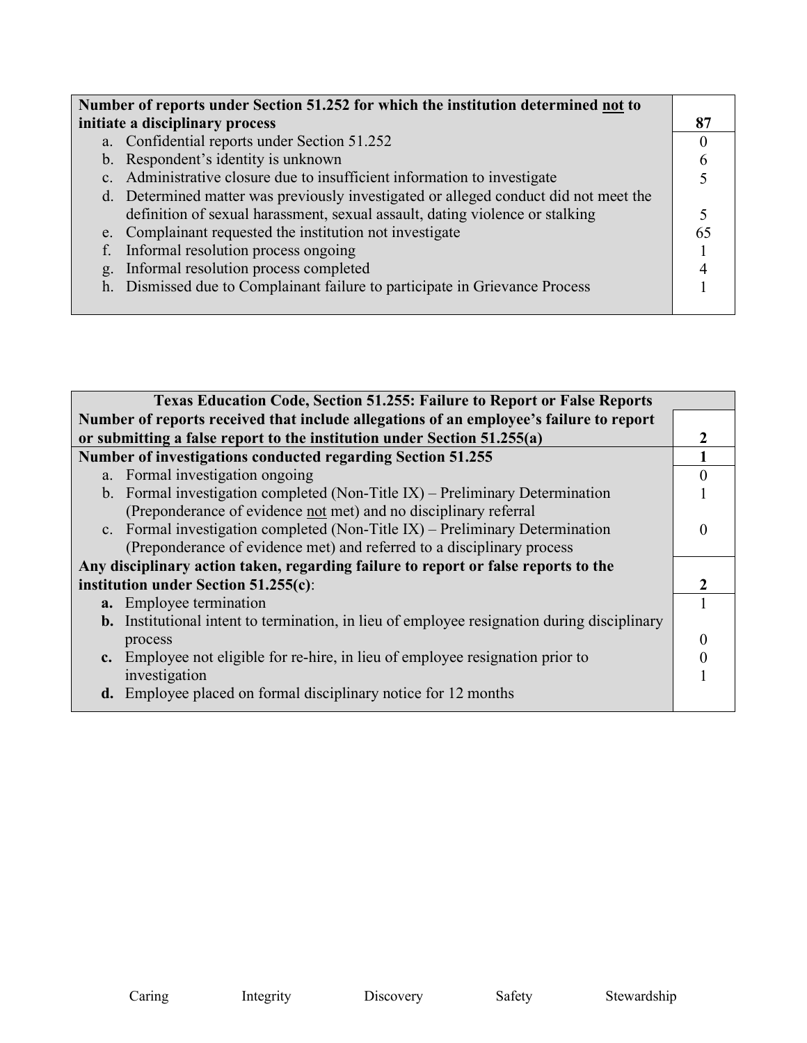| **Number of reports under Section 51.252 for which the institution determined <u>not</u> to initiate a disciplinary process** | **87** |
|---|---|
| a. Confidential reports under Section 51.252 | 0 |
| b. Respondent's identity is unknown | 6 |
| c. Administrative closure due to insufficient information to investigate | 5 |
| d. Determined matter was previously investigated or alleged conduct did not meet the definition of sexual harassment, sexual assault, dating violence or stalking | 5 |
| e. Complainant requested the institution not investigate | 65 |
| f. Informal resolution process ongoing | 1 |
| g. Informal resolution process completed | 4 |
| h. Dismissed due to Complainant failure to participate in Grievance Process | 1 |

| **Texas Education Code, Section 51.255: Failure to Report or False Reports** | |
|---|---|
| **Number of reports received that include allegations of an employee's failure to report or submitting a false report to the institution under Section 51.255(a)** | **2** |
| **Number of investigations conducted regarding Section 51.255** | **1** |
| a. Formal investigation ongoing | 0 |
| b. Formal investigation completed (Non-Title IX) – Preliminary Determination (Preponderance of evidence <u>not</u> met) and no disciplinary referral | 1 |
| c. Formal investigation completed (Non-Title IX) – Preliminary Determination (Preponderance of evidence met) and referred to a disciplinary process | 0 |
| **Any disciplinary action taken, regarding failure to report or false reports to the institution under Section 51.255(c)**: | **2** |
| **a.** Employee termination | 1 |
| **b.** Institutional intent to termination, in lieu of employee resignation during disciplinary process | 0 |
| **c.** Employee not eligible for re-hire, in lieu of employee resignation prior to investigation | 0 |
| **d.** Employee placed on formal disciplinary notice for 12 months | 1 |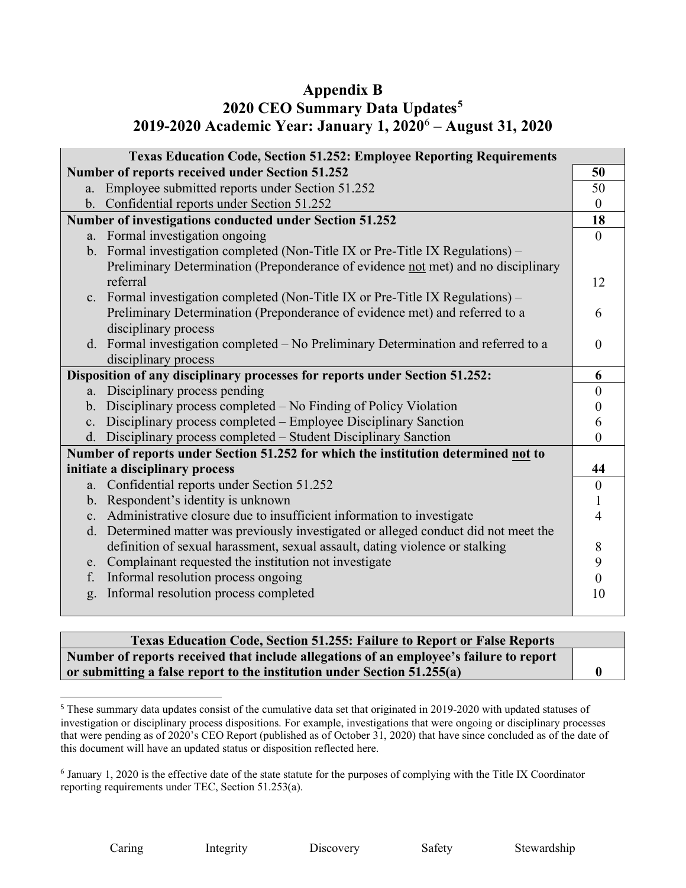# Appendix B
## 2020 CEO Summary Data Updates[5]
## 2019-2020 Academic Year: January 1, 2020[6] – August 31, 2020

| Texas Education Code, Section 51.252: Employee Reporting Requirements | |
|---|---|
| **Number of reports received under Section 51.252** | **50** |
| a. Employee submitted reports under Section 51.252 | 50 |
| b. Confidential reports under Section 51.252 | 0 |
| **Number of investigations conducted under Section 51.252** | **18** |
| a. Formal investigation ongoing | 0 |
| b. Formal investigation completed (Non-Title IX or Pre-Title IX Regulations) – Preliminary Determination (Preponderance of evidence not met) and no disciplinary referral | 12 |
| c. Formal investigation completed (Non-Title IX or Pre-Title IX Regulations) – Preliminary Determination (Preponderance of evidence met) and referred to a disciplinary process | 6 |
| d. Formal investigation completed – No Preliminary Determination and referred to a disciplinary process | 0 |
| **Disposition of any disciplinary processes for reports under Section 51.252:** | **6** |
| a. Disciplinary process pending | 0 |
| b. Disciplinary process completed – No Finding of Policy Violation | 0 |
| c. Disciplinary process completed – Employee Disciplinary Sanction | 6 |
| d. Disciplinary process completed – Student Disciplinary Sanction | 0 |
| **Number of reports under Section 51.252 for which the institution determined not to initiate a disciplinary process** | **44** |
| a. Confidential reports under Section 51.252 | 0 |
| b. Respondent's identity is unknown | 1 |
| c. Administrative closure due to insufficient information to investigate | 4 |
| d. Determined matter was previously investigated or alleged conduct did not meet the definition of sexual harassment, sexual assault, dating violence or stalking | 8 |
| e. Complainant requested the institution not investigate | 9 |
| f. Informal resolution process ongoing | 0 |
| g. Informal resolution process completed | 10 |

| Texas Education Code, Section 51.255: Failure to Report or False Reports | |
|---|---|
| **Number of reports received that include allegations of an employee's failure to report or submitting a false report to the institution under Section 51.255(a)** | **0** |

[5] These summary data updates consist of the cumulative data set that originated in 2019-2020 with updated statuses of investigation or disciplinary process dispositions. For example, investigations that were ongoing or disciplinary processes that were pending as of 2020's CEO Report (published as of October 31, 2020) that have since concluded as of the date of this document will have an updated status or disposition reflected here.

[6] January 1, 2020 is the effective date of the state statute for the purposes of complying with the Title IX Coordinator reporting requirements under TEC, Section 51.253(a).

Caring Integrity Discovery Safety Stewardship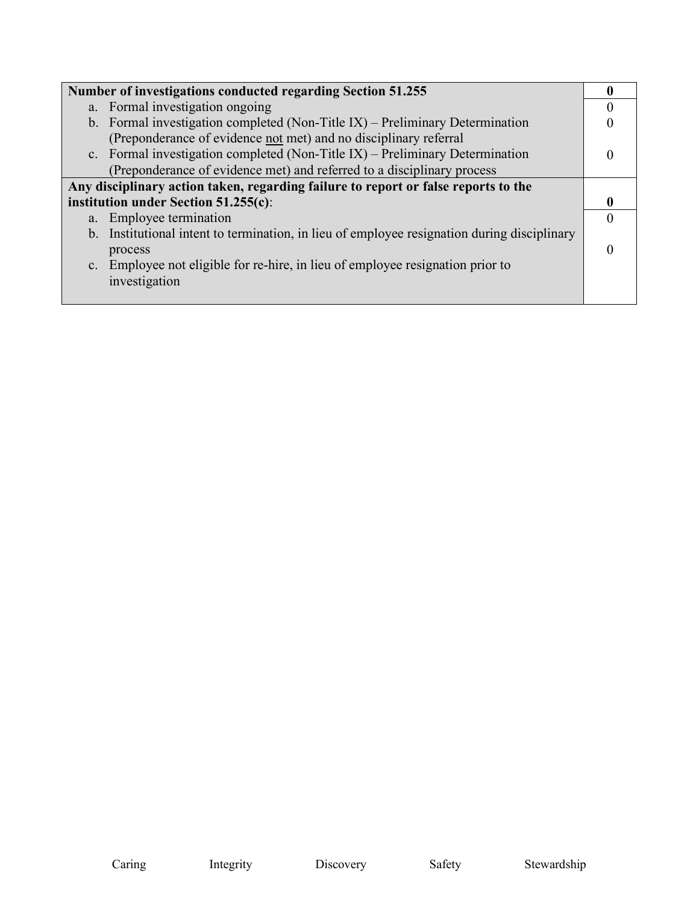| Number of investigations conducted regarding Section 51.255 | **0** |
| --- | --- |
| a. Formal investigation ongoing | 0 |
| b. Formal investigation completed (Non-Title IX) – Preliminary Determination (Preponderance of evidence not met) and no disciplinary referral | 0 |
| c. Formal investigation completed (Non-Title IX) – Preliminary Determination (Preponderance of evidence met) and referred to a disciplinary process | 0 |
| **Any disciplinary action taken, regarding failure to report or false reports to the institution under Section 51.255(c)**: | **0** |
| a. Employee termination | 0 |
| b. Institutional intent to termination, in lieu of employee resignation during disciplinary process | 0 |
| c. Employee not eligible for re-hire, in lieu of employee resignation prior to investigation | |

Caring Integrity Discovery Safety Stewardship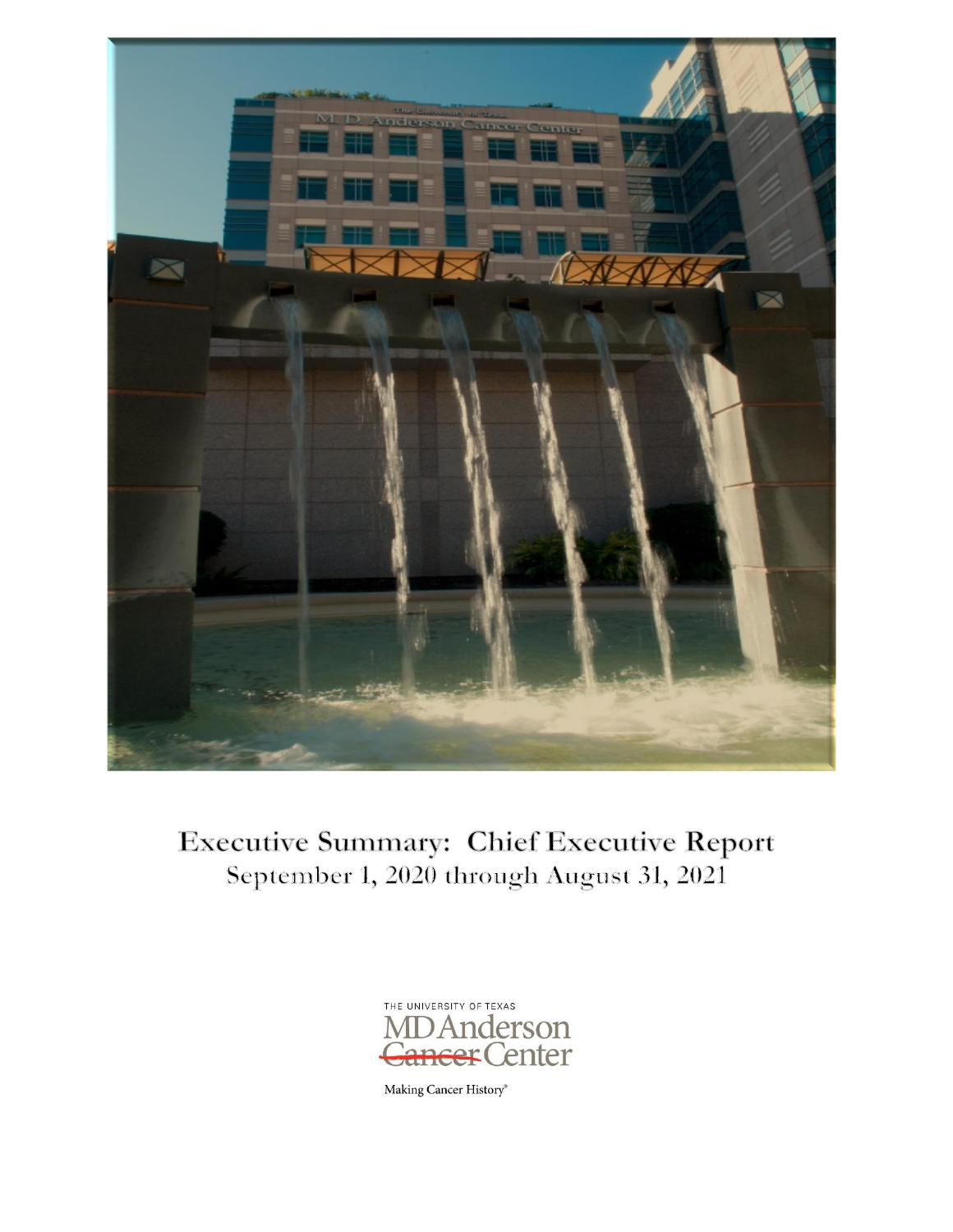# Executive Summary: Chief Executive Report

September 1, 2020 through August 31, 2021

THE UNIVERSITY OF TEXAS
MD Anderson
~~Cancer~~ Center

Making Cancer History®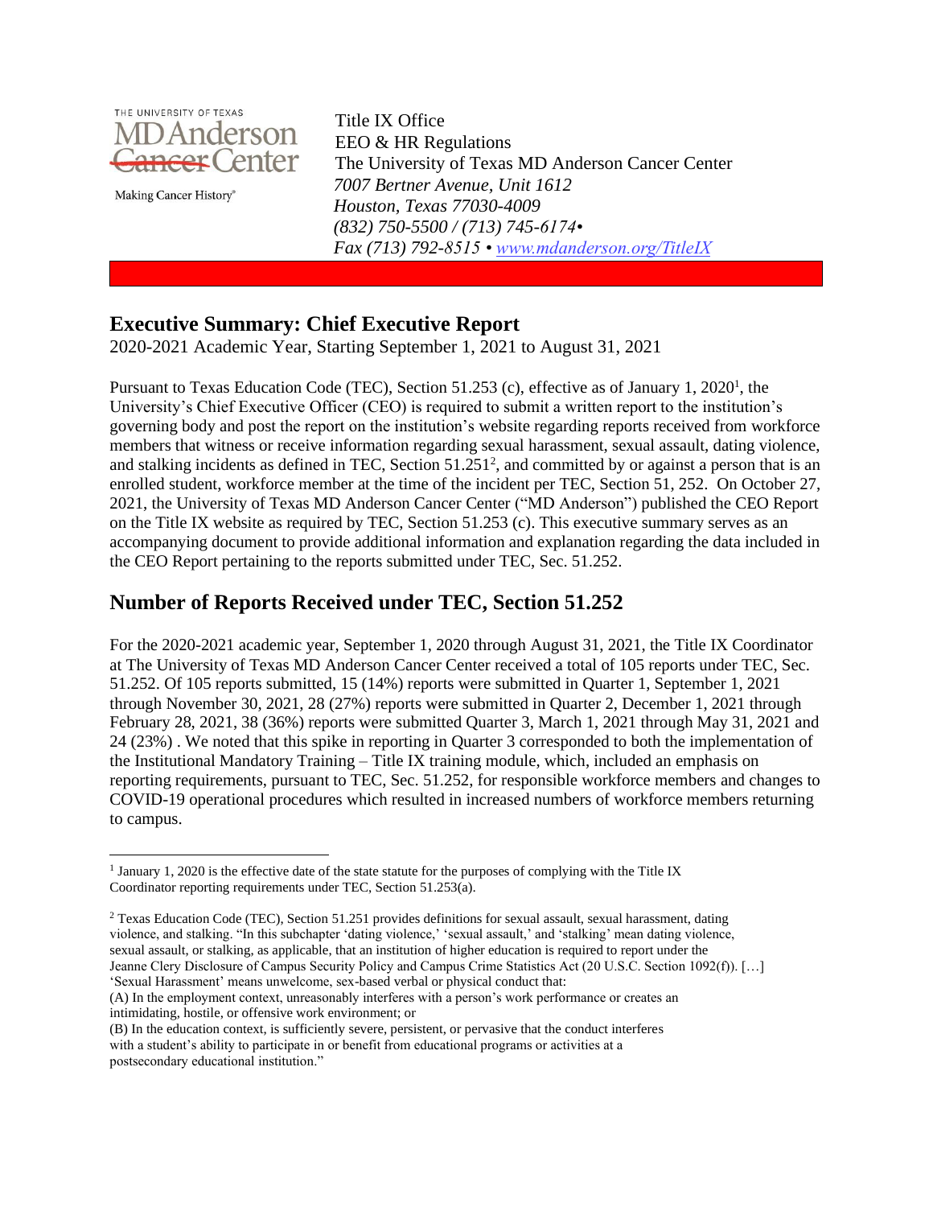THE UNIVERSITY OF TEXAS
MD Anderson Cancer Center
Making Cancer History®

Title IX Office
EEO & HR Regulations
The University of Texas MD Anderson Cancer Center
*7007 Bertner Avenue, Unit 1612*
*Houston, Texas 77030-4009*
*(832) 750-5500 / (713) 745-6174•*
*Fax (713) 792-8515 • [www.mdanderson.org/TitleIX](www.mdanderson.org/TitleIX)*

## Executive Summary: Chief Executive Report

2020-2021 Academic Year, Starting September 1, 2021 to August 31, 2021

Pursuant to Texas Education Code (TEC), Section 51.253 (c), effective as of January 1, 2020[1], the University's Chief Executive Officer (CEO) is required to submit a written report to the institution's governing body and post the report on the institution's website regarding reports received from workforce members that witness or receive information regarding sexual harassment, sexual assault, dating violence, and stalking incidents as defined in TEC, Section 51.251[2], and committed by or against a person that is an enrolled student, workforce member at the time of the incident per TEC, Section 51, 252. On October 27, 2021, the University of Texas MD Anderson Cancer Center ("MD Anderson") published the CEO Report on the Title IX website as required by TEC, Section 51.253 (c). This executive summary serves as an accompanying document to provide additional information and explanation regarding the data included in the CEO Report pertaining to the reports submitted under TEC, Sec. 51.252.

## Number of Reports Received under TEC, Section 51.252

For the 2020-2021 academic year, September 1, 2020 through August 31, 2021, the Title IX Coordinator at The University of Texas MD Anderson Cancer Center received a total of 105 reports under TEC, Sec. 51.252. Of 105 reports submitted, 15 (14%) reports were submitted in Quarter 1, September 1, 2021 through November 30, 2021, 28 (27%) reports were submitted in Quarter 2, December 1, 2021 through February 28, 2021, 38 (36%) reports were submitted Quarter 3, March 1, 2021 through May 31, 2021 and 24 (23%) . We noted that this spike in reporting in Quarter 3 corresponded to both the implementation of the Institutional Mandatory Training – Title IX training module, which, included an emphasis on reporting requirements, pursuant to TEC, Sec. 51.252, for responsible workforce members and changes to COVID-19 operational procedures which resulted in increased numbers of workforce members returning to campus.

---

[1] January 1, 2020 is the effective date of the state statute for the purposes of complying with the Title IX Coordinator reporting requirements under TEC, Section 51.253(a).

[2] Texas Education Code (TEC), Section 51.251 provides definitions for sexual assault, sexual harassment, dating violence, and stalking. "In this subchapter 'dating violence,' 'sexual assault,' and 'stalking' mean dating violence, sexual assault, or stalking, as applicable, that an institution of higher education is required to report under the Jeanne Clery Disclosure of Campus Security Policy and Campus Crime Statistics Act (20 U.S.C. Section 1092(f)). […] 'Sexual Harassment' means unwelcome, sex-based verbal or physical conduct that:
(A) In the employment context, unreasonably interferes with a person's work performance or creates an intimidating, hostile, or offensive work environment; or
(B) In the education context, is sufficiently severe, persistent, or pervasive that the conduct interferes with a student's ability to participate in or benefit from educational programs or activities at a postsecondary educational institution."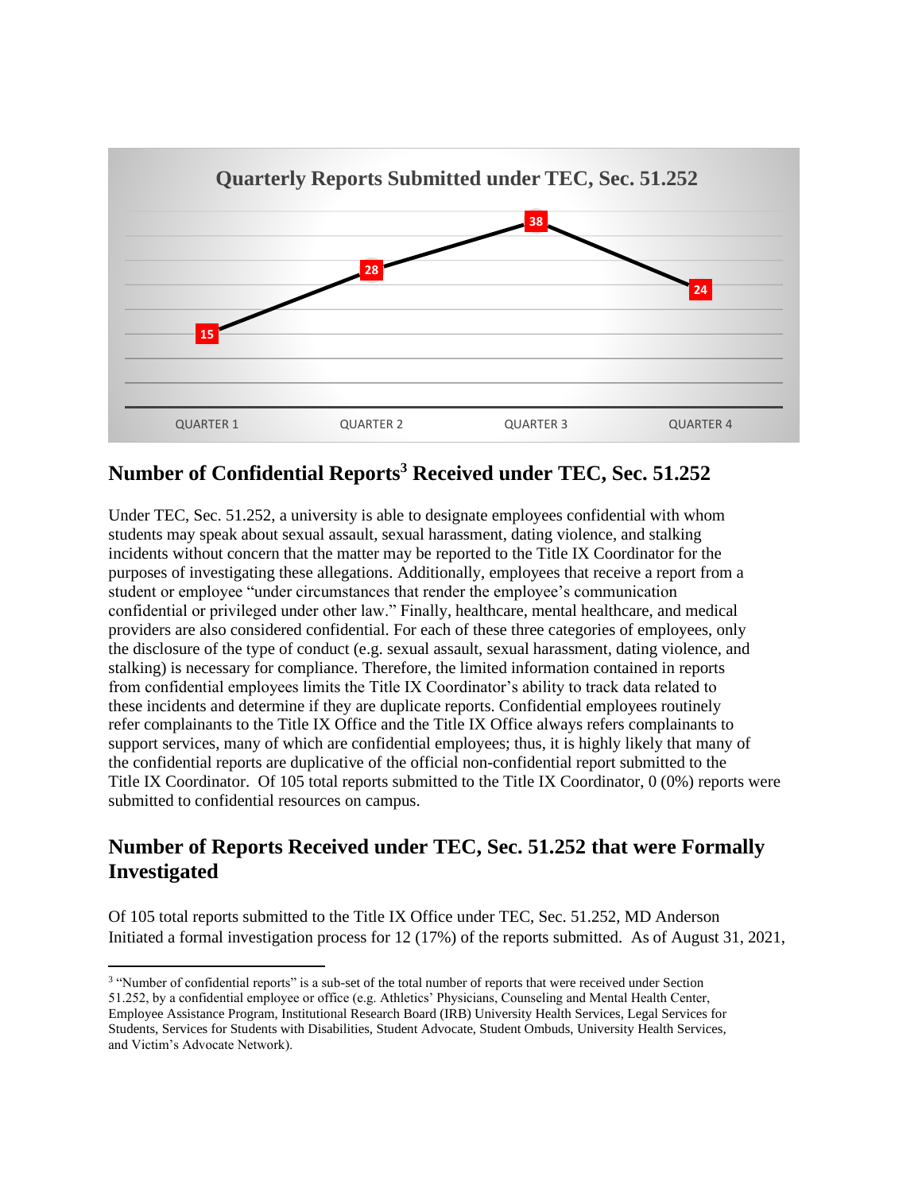**Quarterly Reports Submitted under TEC, Sec. 51.252**

| QUARTER 1 | QUARTER 2 | QUARTER 3 | QUARTER 4 |
|---|---|---|---|
| 15 | 28 | 38 | 24 |

## Number of Confidential Reports[3] Received under TEC, Sec. 51.252

Under TEC, Sec. 51.252, a university is able to designate employees confidential with whom students may speak about sexual assault, sexual harassment, dating violence, and stalking incidents without concern that the matter may be reported to the Title IX Coordinator for the purposes of investigating these allegations. Additionally, employees that receive a report from a student or employee "under circumstances that render the employee's communication confidential or privileged under other law." Finally, healthcare, mental healthcare, and medical providers are also considered confidential. For each of these three categories of employees, only the disclosure of the type of conduct (e.g. sexual assault, sexual harassment, dating violence, and stalking) is necessary for compliance. Therefore, the limited information contained in reports from confidential employees limits the Title IX Coordinator's ability to track data related to these incidents and determine if they are duplicate reports. Confidential employees routinely refer complainants to the Title IX Office and the Title IX Office always refers complainants to support services, many of which are confidential employees; thus, it is highly likely that many of the confidential reports are duplicative of the official non-confidential report submitted to the Title IX Coordinator. Of 105 total reports submitted to the Title IX Coordinator, 0 (0%) reports were submitted to confidential resources on campus.

## Number of Reports Received under TEC, Sec. 51.252 that were Formally Investigated

Of 105 total reports submitted to the Title IX Office under TEC, Sec. 51.252, MD Anderson Initiated a formal investigation process for 12 (17%) of the reports submitted. As of August 31, 2021,

[3] "Number of confidential reports" is a sub-set of the total number of reports that were received under Section 51.252, by a confidential employee or office (e.g. Athletics' Physicians, Counseling and Mental Health Center, Employee Assistance Program, Institutional Research Board (IRB) University Health Services, Legal Services for Students, Services for Students with Disabilities, Student Advocate, Student Ombuds, University Health Services, and Victim's Advocate Network).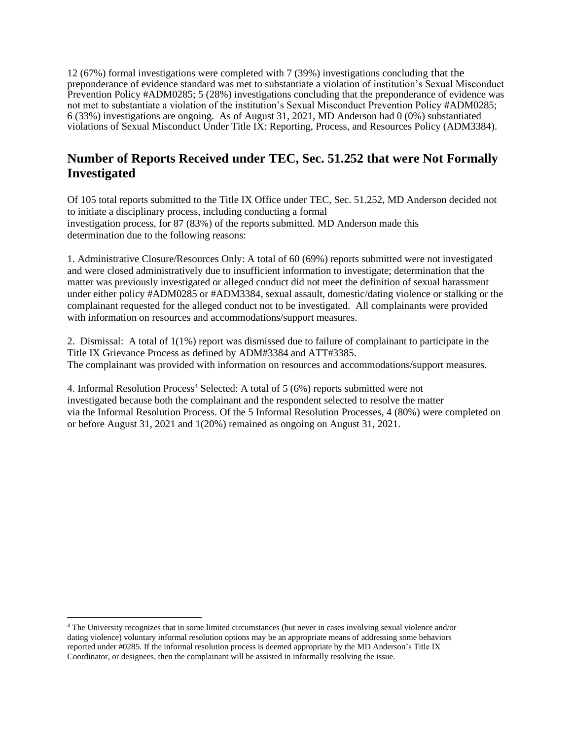12 (67%) formal investigations were completed with 7 (39%) investigations concluding that the preponderance of evidence standard was met to substantiate a violation of institution's Sexual Misconduct Prevention Policy #ADM0285; 5 (28%) investigations concluding that the preponderance of evidence was not met to substantiate a violation of the institution's Sexual Misconduct Prevention Policy #ADM0285; 6 (33%) investigations are ongoing. As of August 31, 2021, MD Anderson had 0 (0%) substantiated violations of Sexual Misconduct Under Title IX: Reporting, Process, and Resources Policy (ADM3384).

## Number of Reports Received under TEC, Sec. 51.252 that were Not Formally Investigated

Of 105 total reports submitted to the Title IX Office under TEC, Sec. 51.252, MD Anderson decided not to initiate a disciplinary process, including conducting a formal investigation process, for 87 (83%) of the reports submitted. MD Anderson made this determination due to the following reasons:

1. Administrative Closure/Resources Only: A total of 60 (69%) reports submitted were not investigated and were closed administratively due to insufficient information to investigate; determination that the matter was previously investigated or alleged conduct did not meet the definition of sexual harassment under either policy #ADM0285 or #ADM3384, sexual assault, domestic/dating violence or stalking or the complainant requested for the alleged conduct not to be investigated. All complainants were provided with information on resources and accommodations/support measures.

2. Dismissal: A total of 1(1%) report was dismissed due to failure of complainant to participate in the Title IX Grievance Process as defined by ADM#3384 and ATT#3385.
The complainant was provided with information on resources and accommodations/support measures.

4. Informal Resolution Process[4] Selected: A total of 5 (6%) reports submitted were not investigated because both the complainant and the respondent selected to resolve the matter via the Informal Resolution Process. Of the 5 Informal Resolution Processes, 4 (80%) were completed on or before August 31, 2021 and 1(20%) remained as ongoing on August 31, 2021.

---

[4] The University recognizes that in some limited circumstances (but never in cases involving sexual violence and/or dating violence) voluntary informal resolution options may be an appropriate means of addressing some behaviors reported under #0285. If the informal resolution process is deemed appropriate by the MD Anderson's Title IX Coordinator, or designees, then the complainant will be assisted in informally resolving the issue.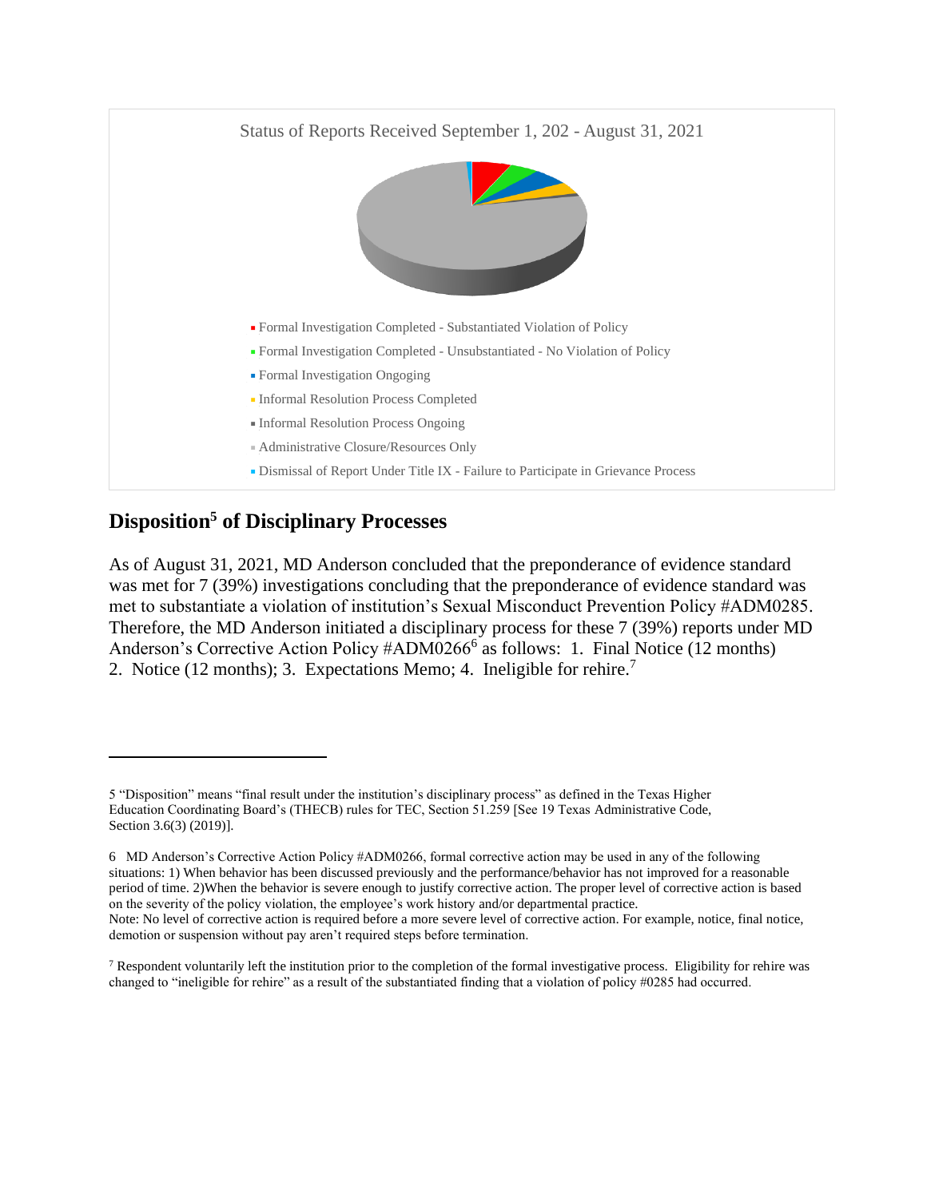Status of Reports Received September 1, 202 - August 31, 2021

- Formal Investigation Completed - Substantiated Violation of Policy
- Formal Investigation Completed - Unsubstantiated - No Violation of Policy
- Formal Investigation Ongoing
- Informal Resolution Process Completed
- Informal Resolution Process Ongoing
- Administrative Closure/Resources Only
- Dismissal of Report Under Title IX - Failure to Participate in Grievance Process

## Disposition[5] of Disciplinary Processes

As of August 31, 2021, MD Anderson concluded that the preponderance of evidence standard was met for 7 (39%) investigations concluding that the preponderance of evidence standard was met to substantiate a violation of institution's Sexual Misconduct Prevention Policy #ADM0285. Therefore, the MD Anderson initiated a disciplinary process for these 7 (39%) reports under MD Anderson's Corrective Action Policy #ADM0266[6] as follows: 1. Final Notice (12 months) 2. Notice (12 months); 3. Expectations Memo; 4. Ineligible for rehire.[7]

---

5 "Disposition" means "final result under the institution's disciplinary process" as defined in the Texas Higher Education Coordinating Board's (THECB) rules for TEC, Section 51.259 [See 19 Texas Administrative Code, Section 3.6(3) (2019)].

6 MD Anderson's Corrective Action Policy #ADM0266, formal corrective action may be used in any of the following situations: 1) When behavior has been discussed previously and the performance/behavior has not improved for a reasonable period of time. 2)When the behavior is severe enough to justify corrective action. The proper level of corrective action is based on the severity of the policy violation, the employee's work history and/or departmental practice.
Note: No level of corrective action is required before a more severe level of corrective action. For example, notice, final notice, demotion or suspension without pay aren't required steps before termination.

7 Respondent voluntarily left the institution prior to the completion of the formal investigative process. Eligibility for rehire was changed to "ineligible for rehire" as a result of the substantiated finding that a violation of policy #0285 had occurred.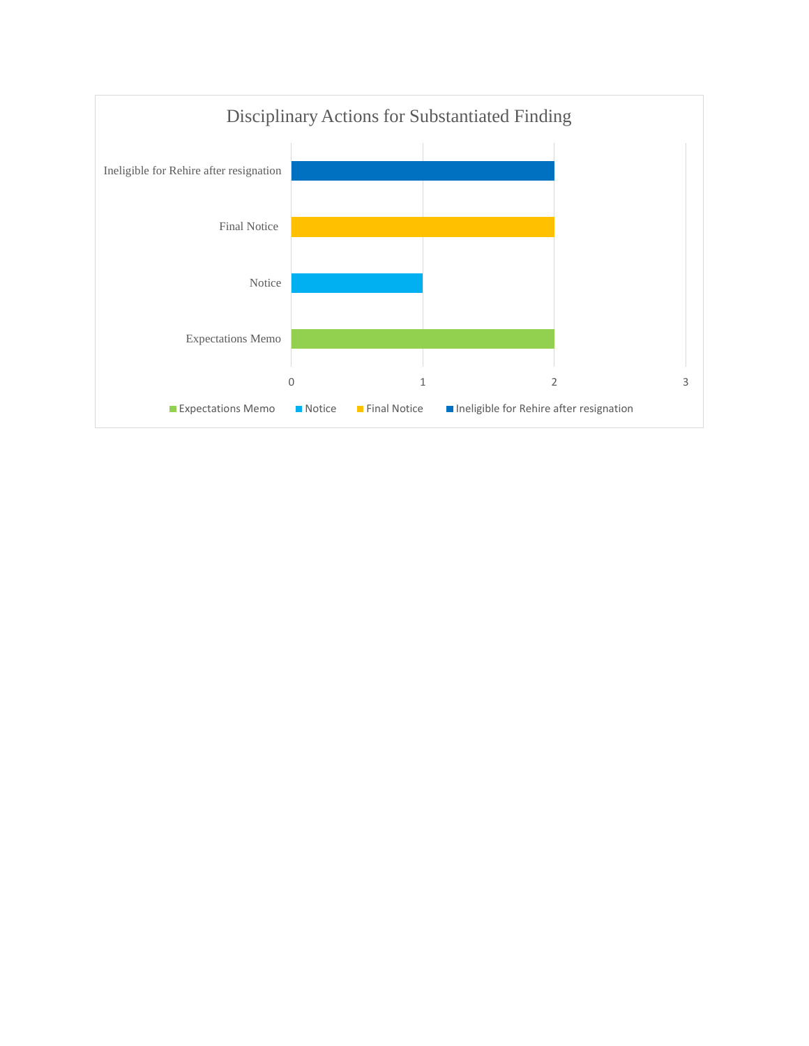Disciplinary Actions for Substantiated Finding

Ineligible for Rehire after resignation

Final Notice

Notice

Expectations Memo

0

1

2

3

Expectations Memo Notice Final Notice Ineligible for Rehire after resignation